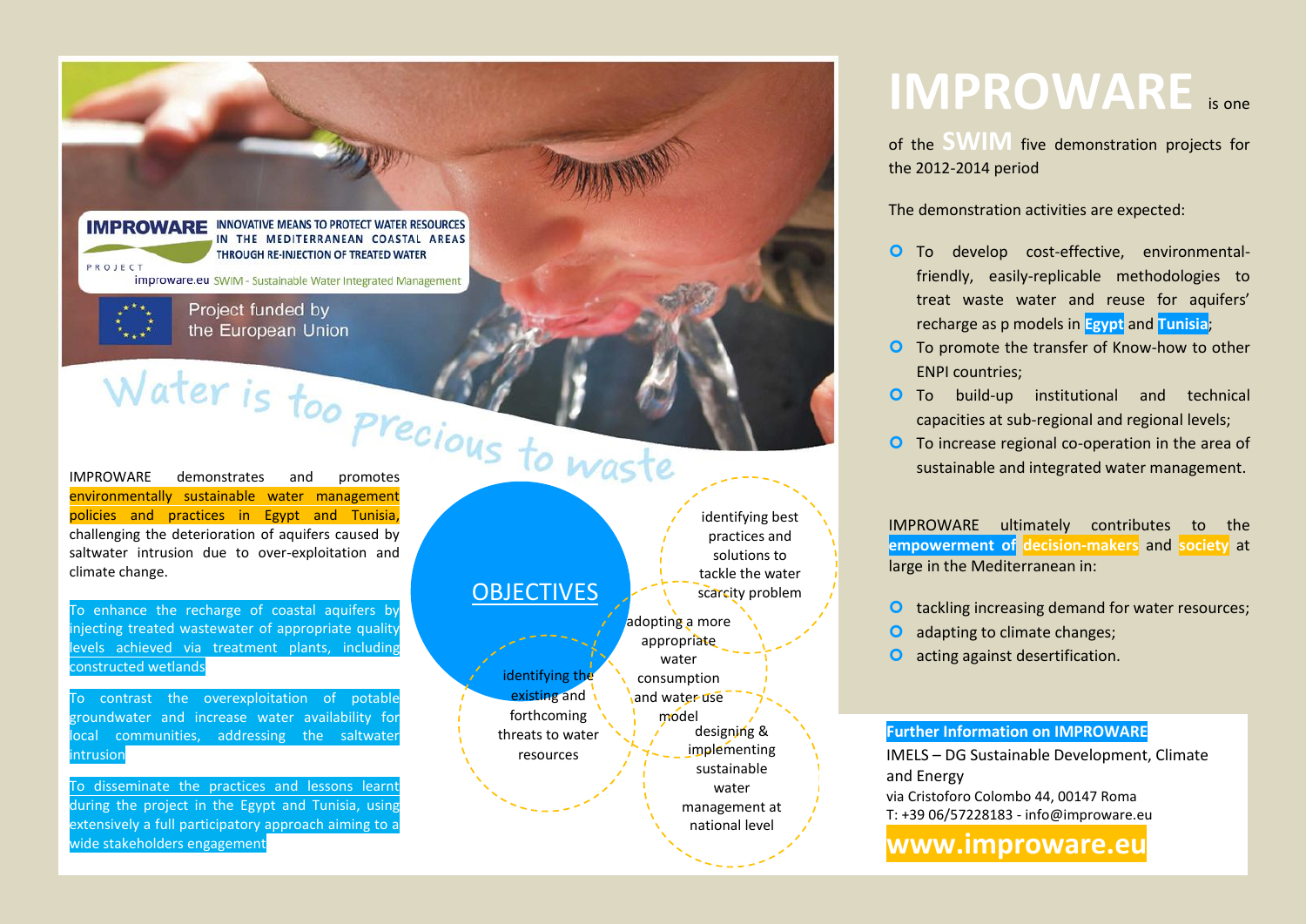**IMPROWARE** INNOVATIVE MEANS TO PROTECT WATER RESOURCES IN THE MEDITERRANEAN COASTAL AREAS THROUGH RE-INJECTION OF TREATED WATER

PROJECT

improware.eu SWIM - Sustainable Water Integrated Management

Project funded by the European Union

# Water is too precious to waste

IMPROWARE demonstrates and promotes environmentally sustainable water management policies and practices in Egypt and Tunisia, challenging the deterioration of aquifers caused by saltwater intrusion due to over-exploitation and climate change.

To enhance the recharge of coastal aquifers by injecting treated wastewater of appropriate quality levels achieved via treatment plants, including constructed wetlands

To contrast the overexploitation of potable groundwater and increase water availability for local communities, addressing the saltwater intrusion

To disseminate the practices and lessons learnt during the project in the Egypt and Tunisia, using extensively a full participatory approach aiming to a wide stakeholders engagement

## OBJECTIVES

- identifying the existing and forthcoming threats to water resources
- identifying best practices and solutions to tackle the water scarcity problem
- adopting a more appropriate water consumption and water use model
- designing & implementing sustainable water management at national level

# IMPROWARE is one

of the **SWIM** five demonstration projects for the 2012-2014 period

The demonstration activities are expected:

- To develop cost-effective, environmental-friendly, easily-replicable methodologies to treat waste water and reuse for aquifers' recharge as p models in **Egypt** and **Tunisia**;
- To promote the transfer of Know-how to other ENPI countries;
- To build-up institutional and technical capacities at sub-regional and regional levels;
- To increase regional co-operation in the area of sustainable and integrated water management.

IMPROWARE ultimately contributes to the **empowerment of decision-makers** and **society** at large in the Mediterranean in:

- tackling increasing demand for water resources;
- adapting to climate changes;
- acting against desertification.

**Further Information on IMPROWARE**

IMELS – DG Sustainable Development, Climate and Energy
via Cristoforo Colombo 44, 00147 Roma
T: +39 06/57228183 - info@improware.eu

**www.improware.eu**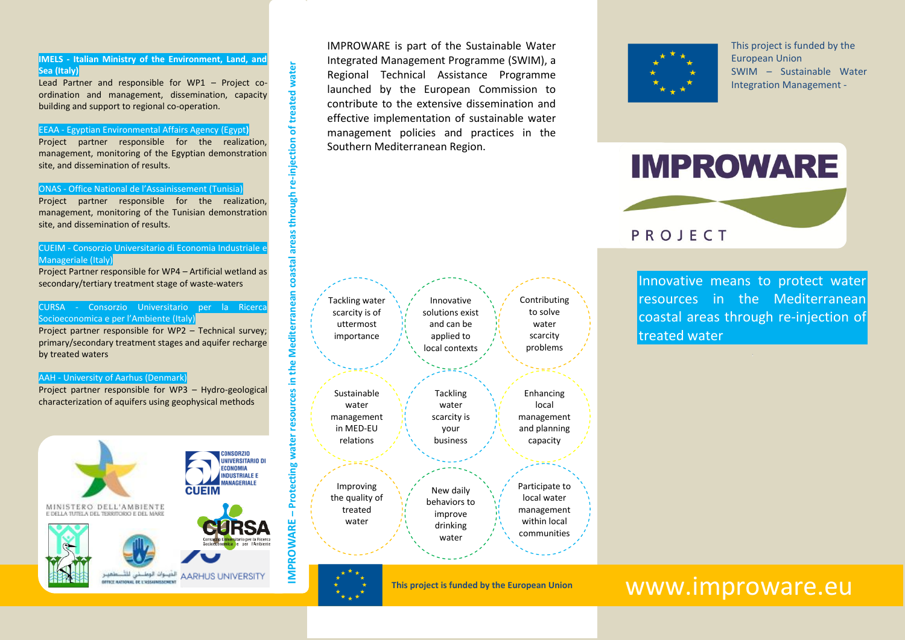**IMELS - Italian Ministry of the Environment, Land, and Sea (Italy)**

Lead Partner and responsible for WP1 – Project co-ordination and management, dissemination, capacity building and support to regional co-operation.

**EEAA - Egyptian Environmental Affairs Agency (Egypt)**

Project partner responsible for the realization, management, monitoring of the Egyptian demonstration site, and dissemination of results.

**ONAS - Office National de l'Assainissement (Tunisia)**

Project partner responsible for the realization, management, monitoring of the Tunisian demonstration site, and dissemination of results.

**CUEIM - Consorzio Universitario di Economia Industriale e Manageriale (Italy)**

Project Partner responsible for WP4 – Artificial wetland as secondary/tertiary treatment stage of waste-waters

**CURSA - Consorzio Universitario per la Ricerca Socioeconomica e per l'Ambiente (Italy)**

Project partner responsible for WP2 – Technical survey; primary/secondary treatment stages and aquifer recharge by treated waters

**AAH - University of Aarhus (Denmark)**

Project partner responsible for WP3 – Hydro-geological characterization of aquifers using geophysical methods

MINISTERO DELL'AMBIENTE
E DELLA TUTELA DEL TERRITORIO E DEL MARE

CONSORZIO UNIVERSITARIO DI ECONOMIA INDUSTRIALE E MANAGERIALE
CUEIM

CURSA
Consorzio Universitario per la Ricerca Socioeconomica e per l'Ambiente

الديوان الوطني للتطهير
OFFICE NATIONAL DE L'ASSAINISSEMENT

AARHUS UNIVERSITY

**IMPROWARE – Protecting water resources in the Mediterranean coastal areas through re-injection of treated water**

IMPROWARE is part of the Sustainable Water Integrated Management Programme (SWIM), a Regional Technical Assistance Programme launched by the European Commission to contribute to the extensive dissemination and effective implementation of sustainable water management policies and practices in the Southern Mediterranean Region.

- Tackling water scarcity is of uttermost importance
- Innovative solutions exist and can be applied to local contexts
- Contributing to solve water scarcity problems
- Sustainable water management in MED-EU relations
- Tackling water scarcity is your business
- Enhancing local management and planning capacity
- Improving the quality of treated water
- New daily behaviors to improve drinking water
- Participate to local water management within local communities

**This project is funded by the European Union**

This project is funded by the European Union
SWIM – Sustainable Water Integration Management -

# IMPROWARE

PROJECT

Innovative means to protect water resources in the Mediterranean coastal areas through re-injection of treated water

www.improware.eu